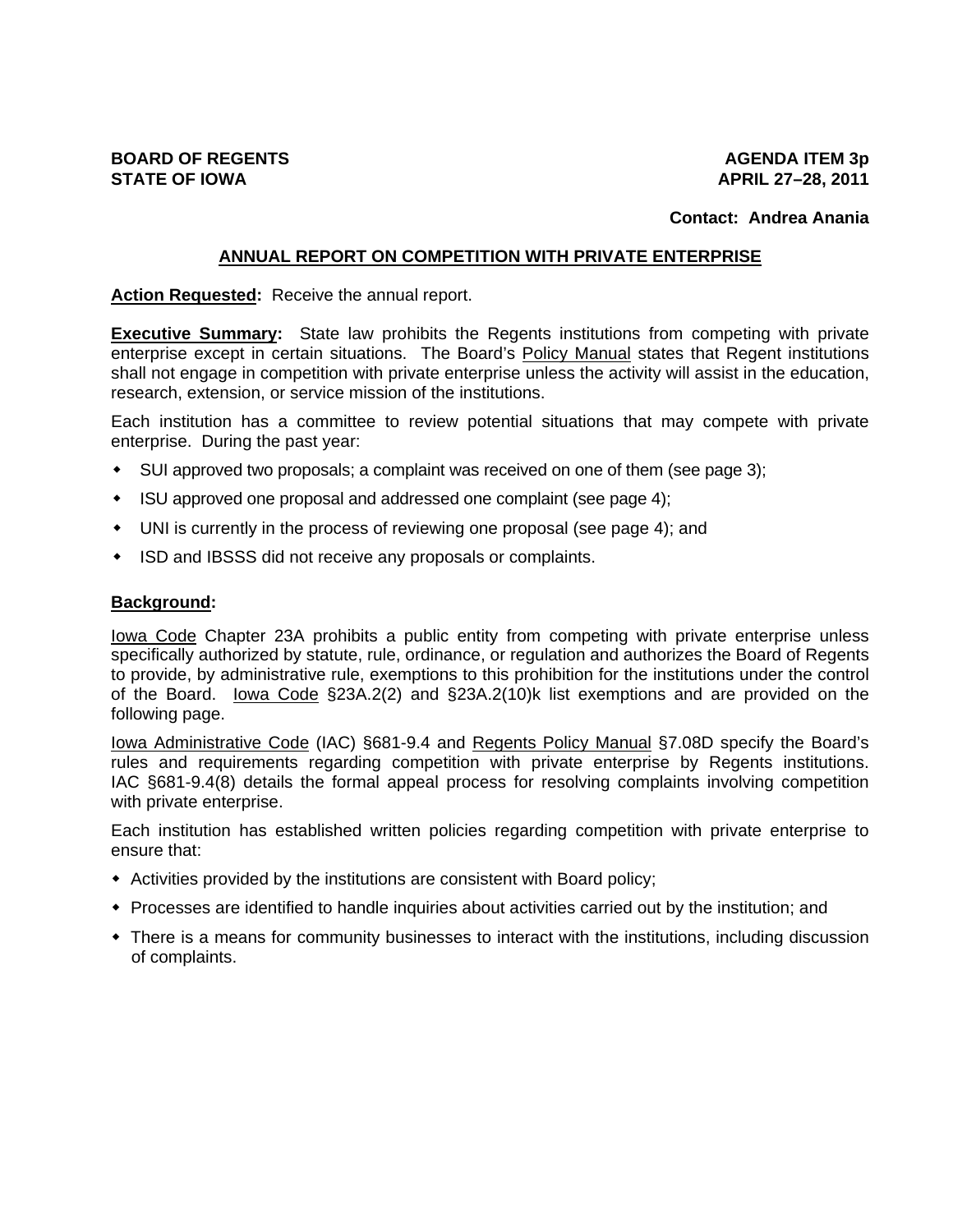**BOARD OF REGENTS**
**STATE OF IOWA**

**AGENDA ITEM 3p**
**APRIL 27–28, 2011**

**Contact: Andrea Anania**

## ANNUAL REPORT ON COMPETITION WITH PRIVATE ENTERPRISE

**Action Requested:** Receive the annual report.

**Executive Summary:** State law prohibits the Regents institutions from competing with private enterprise except in certain situations. The Board's Policy Manual states that Regent institutions shall not engage in competition with private enterprise unless the activity will assist in the education, research, extension, or service mission of the institutions.

Each institution has a committee to review potential situations that may compete with private enterprise. During the past year:

- SUI approved two proposals; a complaint was received on one of them (see page 3);
- ISU approved one proposal and addressed one complaint (see page 4);
- UNI is currently in the process of reviewing one proposal (see page 4); and
- ISD and IBSSS did not receive any proposals or complaints.

**Background:**

Iowa Code Chapter 23A prohibits a public entity from competing with private enterprise unless specifically authorized by statute, rule, ordinance, or regulation and authorizes the Board of Regents to provide, by administrative rule, exemptions to this prohibition for the institutions under the control of the Board. Iowa Code §23A.2(2) and §23A.2(10)k list exemptions and are provided on the following page.

Iowa Administrative Code (IAC) §681-9.4 and Regents Policy Manual §7.08D specify the Board's rules and requirements regarding competition with private enterprise by Regents institutions. IAC §681-9.4(8) details the formal appeal process for resolving complaints involving competition with private enterprise.

Each institution has established written policies regarding competition with private enterprise to ensure that:

- Activities provided by the institutions are consistent with Board policy;
- Processes are identified to handle inquiries about activities carried out by the institution; and
- There is a means for community businesses to interact with the institutions, including discussion of complaints.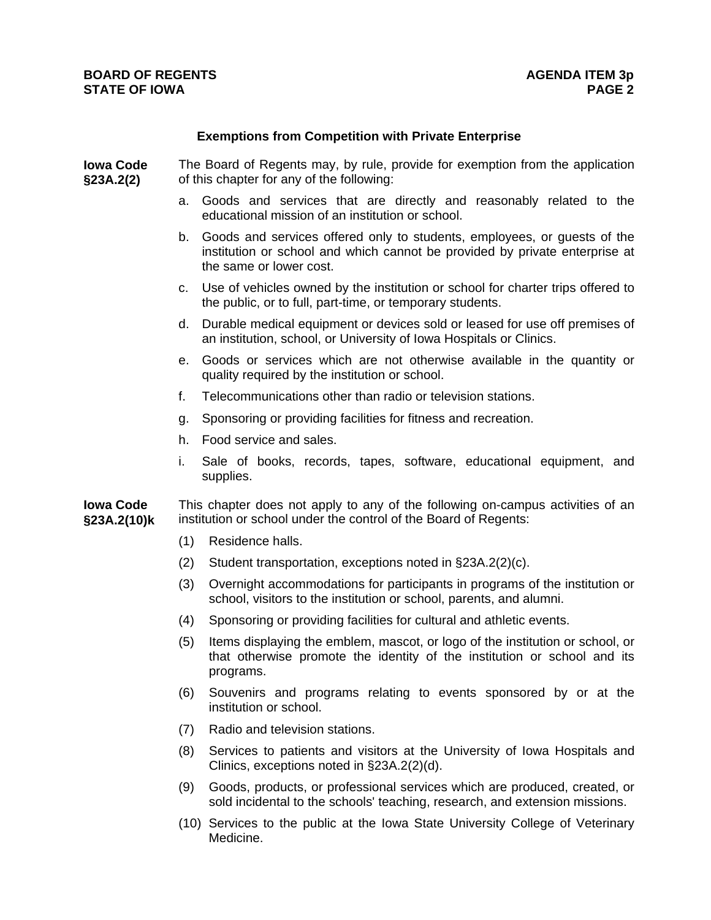### Exemptions from Competition with Private Enterprise

**Iowa Code §23A.2(2)**

The Board of Regents may, by rule, provide for exemption from the application of this chapter for any of the following:

a. Goods and services that are directly and reasonably related to the educational mission of an institution or school.

b. Goods and services offered only to students, employees, or guests of the institution or school and which cannot be provided by private enterprise at the same or lower cost.

c. Use of vehicles owned by the institution or school for charter trips offered to the public, or to full, part-time, or temporary students.

d. Durable medical equipment or devices sold or leased for use off premises of an institution, school, or University of Iowa Hospitals or Clinics.

e. Goods or services which are not otherwise available in the quantity or quality required by the institution or school.

f. Telecommunications other than radio or television stations.

g. Sponsoring or providing facilities for fitness and recreation.

h. Food service and sales.

i. Sale of books, records, tapes, software, educational equipment, and supplies.

**Iowa Code §23A.2(10)k**

This chapter does not apply to any of the following on-campus activities of an institution or school under the control of the Board of Regents:

(1) Residence halls.

(2) Student transportation, exceptions noted in §23A.2(2)(c).

(3) Overnight accommodations for participants in programs of the institution or school, visitors to the institution or school, parents, and alumni.

(4) Sponsoring or providing facilities for cultural and athletic events.

(5) Items displaying the emblem, mascot, or logo of the institution or school, or that otherwise promote the identity of the institution or school and its programs.

(6) Souvenirs and programs relating to events sponsored by or at the institution or school.

(7) Radio and television stations.

(8) Services to patients and visitors at the University of Iowa Hospitals and Clinics, exceptions noted in §23A.2(2)(d).

(9) Goods, products, or professional services which are produced, created, or sold incidental to the schools' teaching, research, and extension missions.

(10) Services to the public at the Iowa State University College of Veterinary Medicine.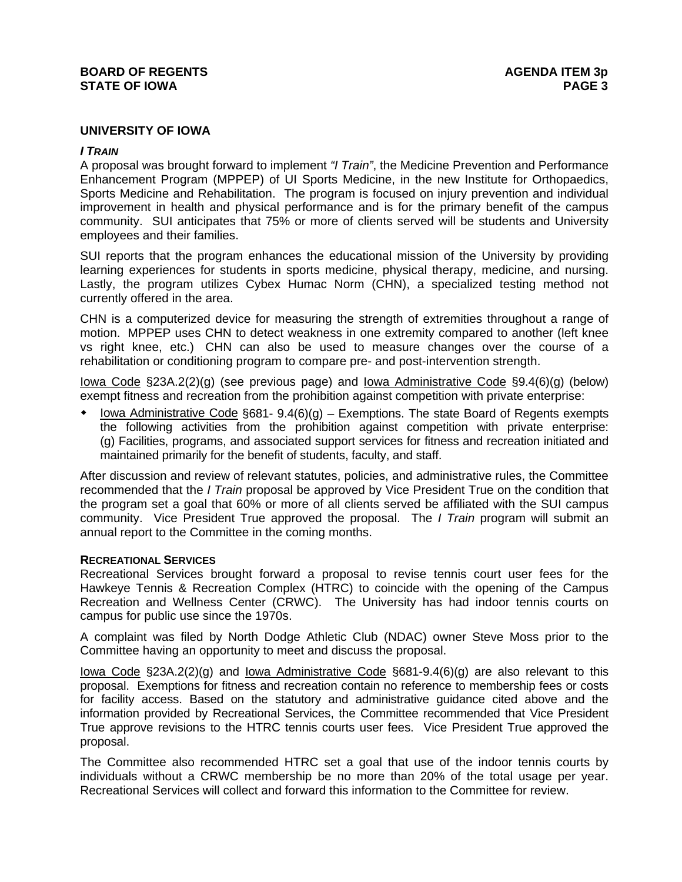## UNIVERSITY OF IOWA

### *I TRAIN*

A proposal was brought forward to implement *"I Train"*, the Medicine Prevention and Performance Enhancement Program (MPPEP) of UI Sports Medicine, in the new Institute for Orthopaedics, Sports Medicine and Rehabilitation. The program is focused on injury prevention and individual improvement in health and physical performance and is for the primary benefit of the campus community. SUI anticipates that 75% or more of clients served will be students and University employees and their families.

SUI reports that the program enhances the educational mission of the University by providing learning experiences for students in sports medicine, physical therapy, medicine, and nursing. Lastly, the program utilizes Cybex Humac Norm (CHN), a specialized testing method not currently offered in the area.

CHN is a computerized device for measuring the strength of extremities throughout a range of motion. MPPEP uses CHN to detect weakness in one extremity compared to another (left knee vs right knee, etc.) CHN can also be used to measure changes over the course of a rehabilitation or conditioning program to compare pre- and post-intervention strength.

Iowa Code §23A.2(2)(g) (see previous page) and Iowa Administrative Code §9.4(6)(g) (below) exempt fitness and recreation from the prohibition against competition with private enterprise:

- Iowa Administrative Code §681- 9.4(6)(g) – Exemptions. The state Board of Regents exempts the following activities from the prohibition against competition with private enterprise: (g) Facilities, programs, and associated support services for fitness and recreation initiated and maintained primarily for the benefit of students, faculty, and staff.

After discussion and review of relevant statutes, policies, and administrative rules, the Committee recommended that the *I Train* proposal be approved by Vice President True on the condition that the program set a goal that 60% or more of all clients served be affiliated with the SUI campus community. Vice President True approved the proposal. The *I Train* program will submit an annual report to the Committee in the coming months.

### RECREATIONAL SERVICES

Recreational Services brought forward a proposal to revise tennis court user fees for the Hawkeye Tennis & Recreation Complex (HTRC) to coincide with the opening of the Campus Recreation and Wellness Center (CRWC). The University has had indoor tennis courts on campus for public use since the 1970s.

A complaint was filed by North Dodge Athletic Club (NDAC) owner Steve Moss prior to the Committee having an opportunity to meet and discuss the proposal.

Iowa Code §23A.2(2)(g) and Iowa Administrative Code §681-9.4(6)(g) are also relevant to this proposal. Exemptions for fitness and recreation contain no reference to membership fees or costs for facility access. Based on the statutory and administrative guidance cited above and the information provided by Recreational Services, the Committee recommended that Vice President True approve revisions to the HTRC tennis courts user fees. Vice President True approved the proposal.

The Committee also recommended HTRC set a goal that use of the indoor tennis courts by individuals without a CRWC membership be no more than 20% of the total usage per year. Recreational Services will collect and forward this information to the Committee for review.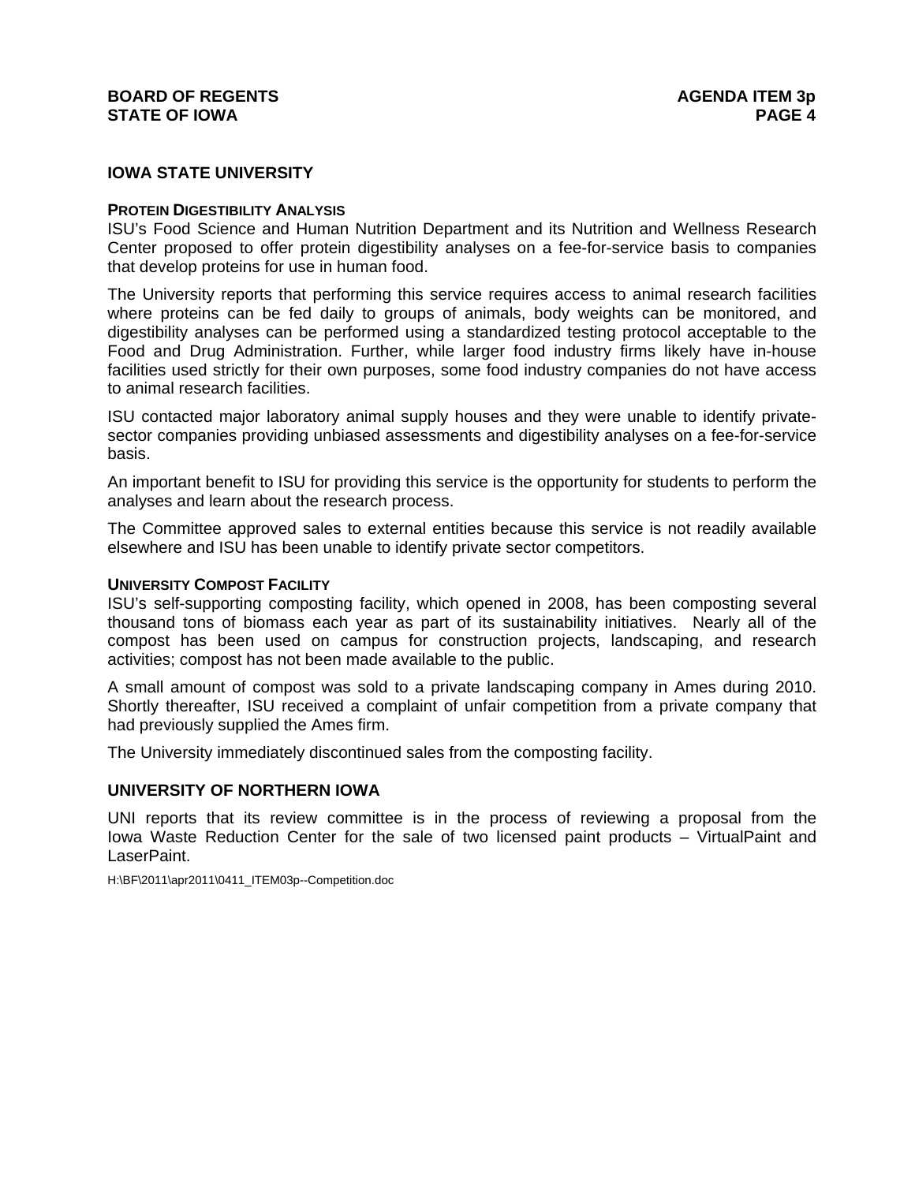## IOWA STATE UNIVERSITY

### PROTEIN DIGESTIBILITY ANALYSIS

ISU's Food Science and Human Nutrition Department and its Nutrition and Wellness Research Center proposed to offer protein digestibility analyses on a fee-for-service basis to companies that develop proteins for use in human food.

The University reports that performing this service requires access to animal research facilities where proteins can be fed daily to groups of animals, body weights can be monitored, and digestibility analyses can be performed using a standardized testing protocol acceptable to the Food and Drug Administration. Further, while larger food industry firms likely have in-house facilities used strictly for their own purposes, some food industry companies do not have access to animal research facilities.

ISU contacted major laboratory animal supply houses and they were unable to identify private-sector companies providing unbiased assessments and digestibility analyses on a fee-for-service basis.

An important benefit to ISU for providing this service is the opportunity for students to perform the analyses and learn about the research process.

The Committee approved sales to external entities because this service is not readily available elsewhere and ISU has been unable to identify private sector competitors.

### UNIVERSITY COMPOST FACILITY

ISU's self-supporting composting facility, which opened in 2008, has been composting several thousand tons of biomass each year as part of its sustainability initiatives. Nearly all of the compost has been used on campus for construction projects, landscaping, and research activities; compost has not been made available to the public.

A small amount of compost was sold to a private landscaping company in Ames during 2010. Shortly thereafter, ISU received a complaint of unfair competition from a private company that had previously supplied the Ames firm.

The University immediately discontinued sales from the composting facility.

## UNIVERSITY OF NORTHERN IOWA

UNI reports that its review committee is in the process of reviewing a proposal from the Iowa Waste Reduction Center for the sale of two licensed paint products – VirtualPaint and LaserPaint.

H:\BF\2011\apr2011\0411_ITEM03p--Competition.doc